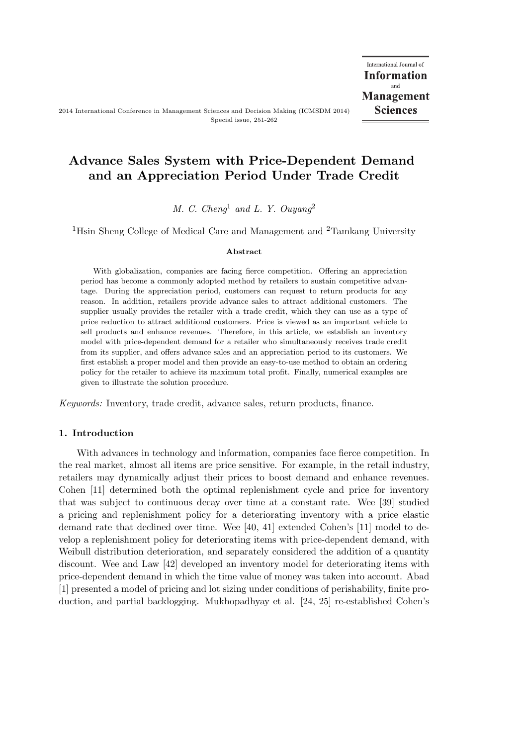# Advance Sales System with Price-Dependent Demand and an Appreciation Period Under Trade Credit

*M. C. Cheng*[1] *and L. Y. Ouyang*[2]

[1]Hsin Sheng College of Medical Care and Management and [2]Tamkang University

### Abstract

With globalization, companies are facing fierce competition. Offering an appreciation period has become a commonly adopted method by retailers to sustain competitive advantage. During the appreciation period, customers can request to return products for any reason. In addition, retailers provide advance sales to attract additional customers. The supplier usually provides the retailer with a trade credit, which they can use as a type of price reduction to attract additional customers. Price is viewed as an important vehicle to sell products and enhance revenues. Therefore, in this article, we establish an inventory model with price-dependent demand for a retailer who simultaneously receives trade credit from its supplier, and offers advance sales and an appreciation period to its customers. We first establish a proper model and then provide an easy-to-use method to obtain an ordering policy for the retailer to achieve its maximum total profit. Finally, numerical examples are given to illustrate the solution procedure.

*Keywords:* Inventory, trade credit, advance sales, return products, finance.

## 1. Introduction

With advances in technology and information, companies face fierce competition. In the real market, almost all items are price sensitive. For example, in the retail industry, retailers may dynamically adjust their prices to boost demand and enhance revenues. Cohen [11] determined both the optimal replenishment cycle and price for inventory that was subject to continuous decay over time at a constant rate. Wee [39] studied a pricing and replenishment policy for a deteriorating inventory with a price elastic demand rate that declined over time. Wee [40, 41] extended Cohen's [11] model to develop a replenishment policy for deteriorating items with price-dependent demand, with Weibull distribution deterioration, and separately considered the addition of a quantity discount. Wee and Law [42] developed an inventory model for deteriorating items with price-dependent demand in which the time value of money was taken into account. Abad [1] presented a model of pricing and lot sizing under conditions of perishability, finite production, and partial backlogging. Mukhopadhyay et al. [24, 25] re-established Cohen's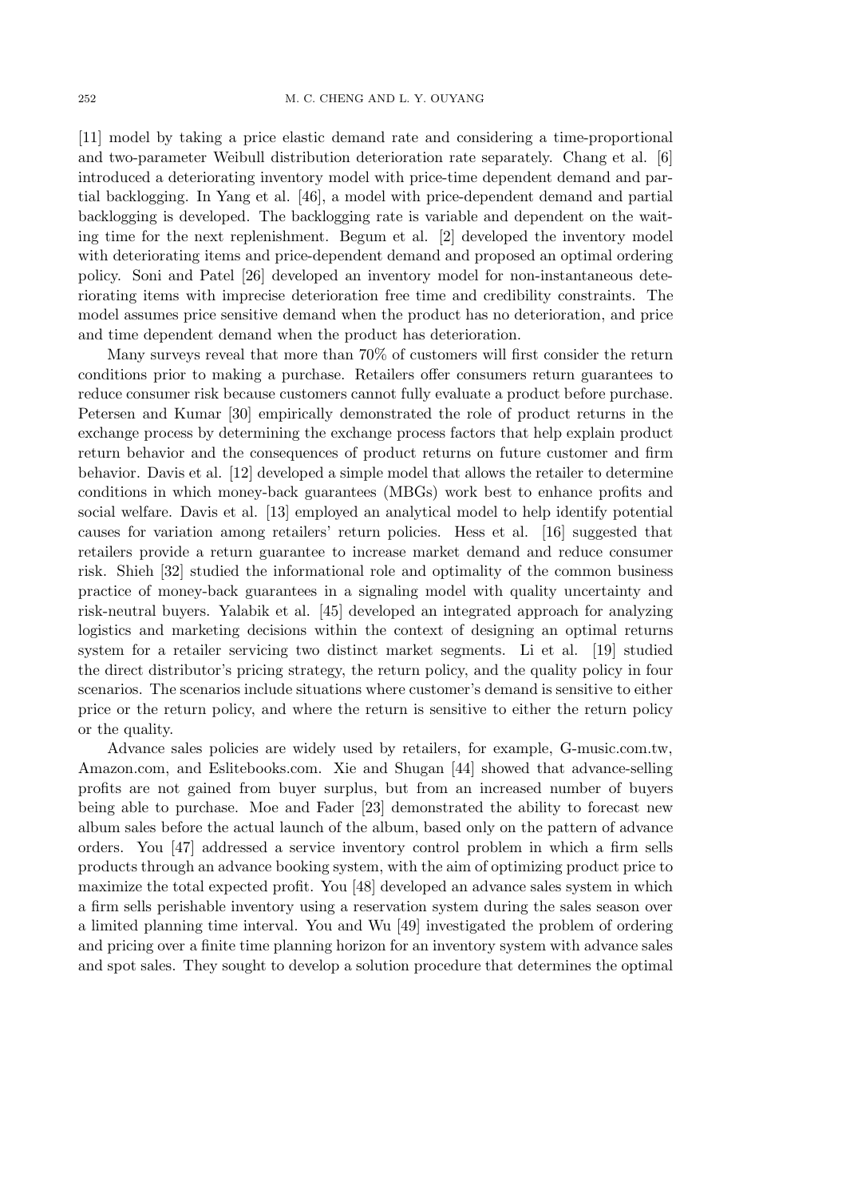[11] model by taking a price elastic demand rate and considering a time-proportional and two-parameter Weibull distribution deterioration rate separately. Chang et al. [6] introduced a deteriorating inventory model with price-time dependent demand and partial backlogging. In Yang et al. [46], a model with price-dependent demand and partial backlogging is developed. The backlogging rate is variable and dependent on the waiting time for the next replenishment. Begum et al. [2] developed the inventory model with deteriorating items and price-dependent demand and proposed an optimal ordering policy. Soni and Patel [26] developed an inventory model for non-instantaneous deteriorating items with imprecise deterioration free time and credibility constraints. The model assumes price sensitive demand when the product has no deterioration, and price and time dependent demand when the product has deterioration.

Many surveys reveal that more than 70% of customers will first consider the return conditions prior to making a purchase. Retailers offer consumers return guarantees to reduce consumer risk because customers cannot fully evaluate a product before purchase. Petersen and Kumar [30] empirically demonstrated the role of product returns in the exchange process by determining the exchange process factors that help explain product return behavior and the consequences of product returns on future customer and firm behavior. Davis et al. [12] developed a simple model that allows the retailer to determine conditions in which money-back guarantees (MBGs) work best to enhance profits and social welfare. Davis et al. [13] employed an analytical model to help identify potential causes for variation among retailers' return policies. Hess et al. [16] suggested that retailers provide a return guarantee to increase market demand and reduce consumer risk. Shieh [32] studied the informational role and optimality of the common business practice of money-back guarantees in a signaling model with quality uncertainty and risk-neutral buyers. Yalabik et al. [45] developed an integrated approach for analyzing logistics and marketing decisions within the context of designing an optimal returns system for a retailer servicing two distinct market segments. Li et al. [19] studied the direct distributor's pricing strategy, the return policy, and the quality policy in four scenarios. The scenarios include situations where customer's demand is sensitive to either price or the return policy, and where the return is sensitive to either the return policy or the quality.

Advance sales policies are widely used by retailers, for example, G-music.com.tw, Amazon.com, and Eslitebooks.com. Xie and Shugan [44] showed that advance-selling profits are not gained from buyer surplus, but from an increased number of buyers being able to purchase. Moe and Fader [23] demonstrated the ability to forecast new album sales before the actual launch of the album, based only on the pattern of advance orders. You [47] addressed a service inventory control problem in which a firm sells products through an advance booking system, with the aim of optimizing product price to maximize the total expected profit. You [48] developed an advance sales system in which a firm sells perishable inventory using a reservation system during the sales season over a limited planning time interval. You and Wu [49] investigated the problem of ordering and pricing over a finite time planning horizon for an inventory system with advance sales and spot sales. They sought to develop a solution procedure that determines the optimal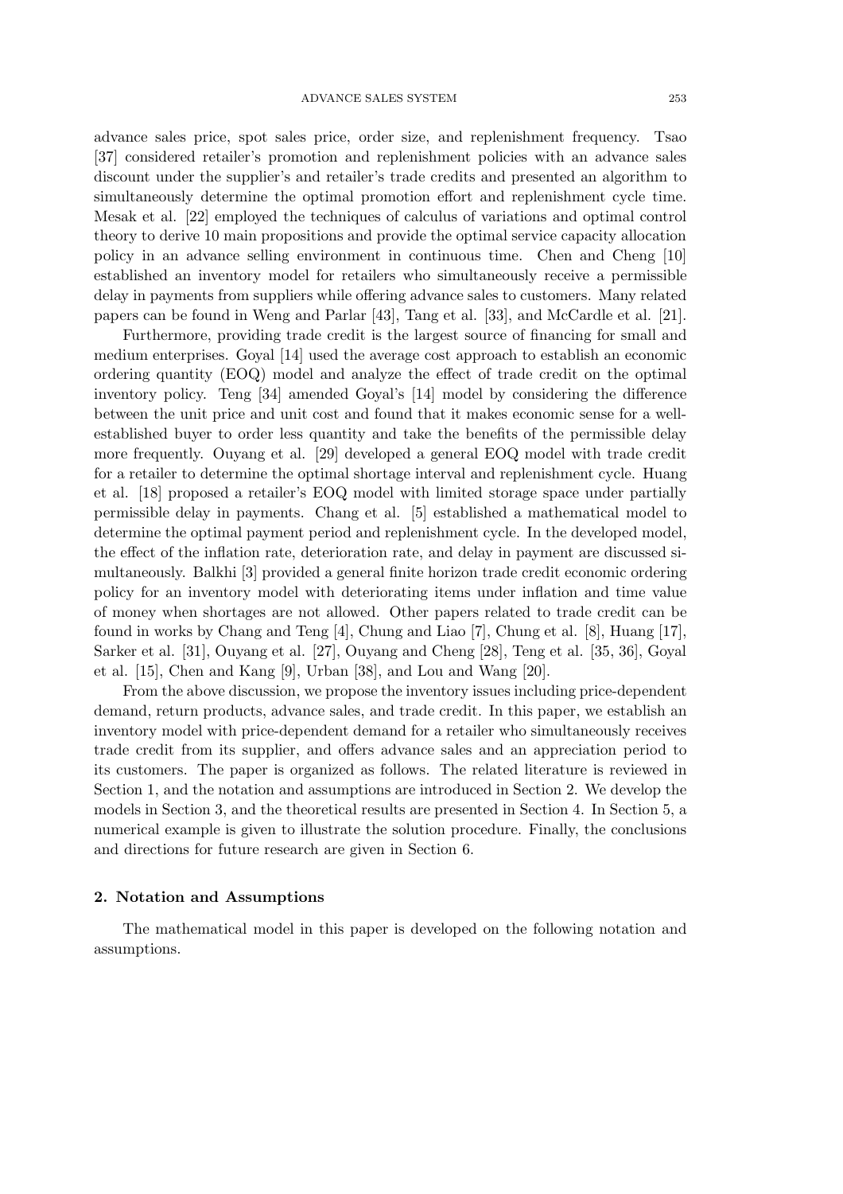advance sales price, spot sales price, order size, and replenishment frequency. Tsao [37] considered retailer's promotion and replenishment policies with an advance sales discount under the supplier's and retailer's trade credits and presented an algorithm to simultaneously determine the optimal promotion effort and replenishment cycle time. Mesak et al. [22] employed the techniques of calculus of variations and optimal control theory to derive 10 main propositions and provide the optimal service capacity allocation policy in an advance selling environment in continuous time. Chen and Cheng [10] established an inventory model for retailers who simultaneously receive a permissible delay in payments from suppliers while offering advance sales to customers. Many related papers can be found in Weng and Parlar [43], Tang et al. [33], and McCardle et al. [21].

Furthermore, providing trade credit is the largest source of financing for small and medium enterprises. Goyal [14] used the average cost approach to establish an economic ordering quantity (EOQ) model and analyze the effect of trade credit on the optimal inventory policy. Teng [34] amended Goyal's [14] model by considering the difference between the unit price and unit cost and found that it makes economic sense for a well-established buyer to order less quantity and take the benefits of the permissible delay more frequently. Ouyang et al. [29] developed a general EOQ model with trade credit for a retailer to determine the optimal shortage interval and replenishment cycle. Huang et al. [18] proposed a retailer's EOQ model with limited storage space under partially permissible delay in payments. Chang et al. [5] established a mathematical model to determine the optimal payment period and replenishment cycle. In the developed model, the effect of the inflation rate, deterioration rate, and delay in payment are discussed simultaneously. Balkhi [3] provided a general finite horizon trade credit economic ordering policy for an inventory model with deteriorating items under inflation and time value of money when shortages are not allowed. Other papers related to trade credit can be found in works by Chang and Teng [4], Chung and Liao [7], Chung et al. [8], Huang [17], Sarker et al. [31], Ouyang et al. [27], Ouyang and Cheng [28], Teng et al. [35, 36], Goyal et al. [15], Chen and Kang [9], Urban [38], and Lou and Wang [20].

From the above discussion, we propose the inventory issues including price-dependent demand, return products, advance sales, and trade credit. In this paper, we establish an inventory model with price-dependent demand for a retailer who simultaneously receives trade credit from its supplier, and offers advance sales and an appreciation period to its customers. The paper is organized as follows. The related literature is reviewed in Section 1, and the notation and assumptions are introduced in Section 2. We develop the models in Section 3, and the theoretical results are presented in Section 4. In Section 5, a numerical example is given to illustrate the solution procedure. Finally, the conclusions and directions for future research are given in Section 6.

## 2. Notation and Assumptions

The mathematical model in this paper is developed on the following notation and assumptions.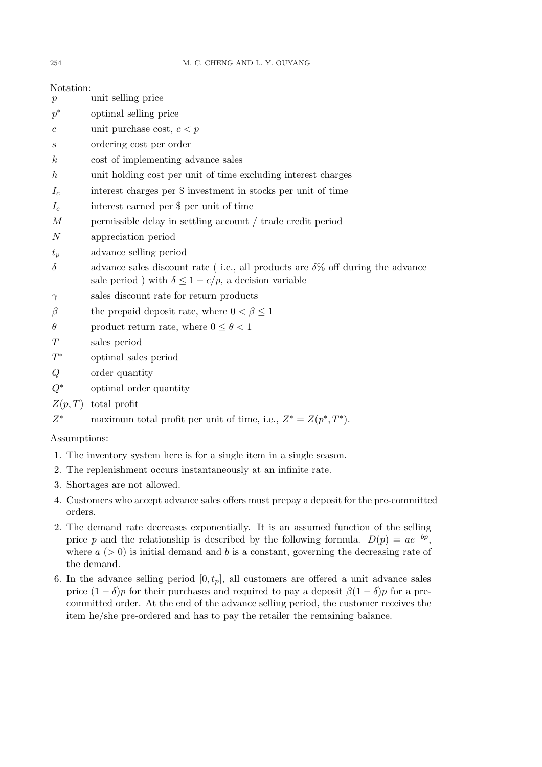Notation:

| | |
|---|---|
| $p$ | unit selling price |
| $p^*$ | optimal selling price |
| $c$ | unit purchase cost, $c < p$ |
| $s$ | ordering cost per order |
| $k$ | cost of implementing advance sales |
| $h$ | unit holding cost per unit of time excluding interest charges |
| $I_c$ | interest charges per \$ investment in stocks per unit of time |
| $I_e$ | interest earned per \$ per unit of time |
| $M$ | permissible delay in settling account / trade credit period |
| $N$ | appreciation period |
| $t_p$ | advance selling period |
| $\delta$ | advance sales discount rate ( i.e., all products are $\delta$% off during the advance sale period ) with $\delta \leq 1 - c/p$, a decision variable |
| $\gamma$ | sales discount rate for return products |
| $\beta$ | the prepaid deposit rate, where $0 < \beta \leq 1$ |
| $\theta$ | product return rate, where $0 \leq \theta < 1$ |
| $T$ | sales period |
| $T^*$ | optimal sales period |
| $Q$ | order quantity |
| $Q^*$ | optimal order quantity |
| $Z(p,T)$ | total profit |
| $Z^*$ | maximum total profit per unit of time, i.e., $Z^* = Z(p^*, T^*)$. |

Assumptions:

1. The inventory system here is for a single item in a single season.
2. The replenishment occurs instantaneously at an infinite rate.
3. Shortages are not allowed.
4. Customers who accept advance sales offers must prepay a deposit for the pre-committed orders.
2. The demand rate decreases exponentially. It is an assumed function of the selling price $p$ and the relationship is described by the following formula. $D(p) = ae^{-bp}$, where $a$ ($> 0$) is initial demand and $b$ is a constant, governing the decreasing rate of the demand.
6. In the advance selling period $[0, t_p]$, all customers are offered a unit advance sales price $(1 - \delta)p$ for their purchases and required to pay a deposit $\beta(1 - \delta)p$ for a pre-committed order. At the end of the advance selling period, the customer receives the item he/she pre-ordered and has to pay the retailer the remaining balance.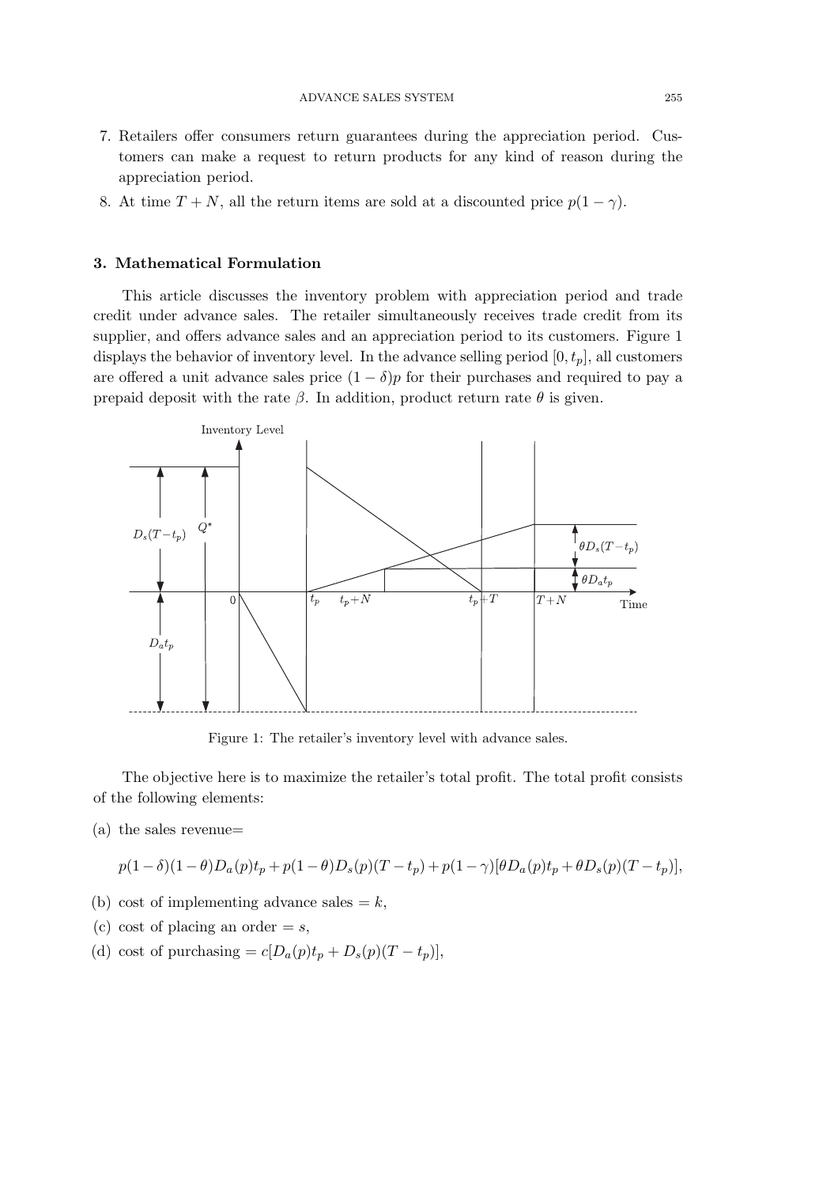7. Retailers offer consumers return guarantees during the appreciation period. Customers can make a request to return products for any kind of reason during the appreciation period.
8. At time $T + N$, all the return items are sold at a discounted price $p(1 - \gamma)$.

## 3. Mathematical Formulation

This article discusses the inventory problem with appreciation period and trade credit under advance sales. The retailer simultaneously receives trade credit from its supplier, and offers advance sales and an appreciation period to its customers. Figure 1 displays the behavior of inventory level. In the advance selling period $[0, t_p]$, all customers are offered a unit advance sales price $(1 - \delta)p$ for their purchases and required to pay a prepaid deposit with the rate $\beta$. In addition, product return rate $\theta$ is given.

Figure 1: The retailer's inventory level with advance sales.

The objective here is to maximize the retailer's total profit. The total profit consists of the following elements:

(a) the sales revenue=

$$p(1-\delta)(1-\theta)D_a(p)t_p + p(1-\theta)D_s(p)(T-t_p) + p(1-\gamma)[\theta D_a(p)t_p + \theta D_s(p)(T-t_p)],$$

(b) cost of implementing advance sales $= k$,

(c) cost of placing an order $= s$,

(d) cost of purchasing $= c[D_a(p)t_p + D_s(p)(T - t_p)]$,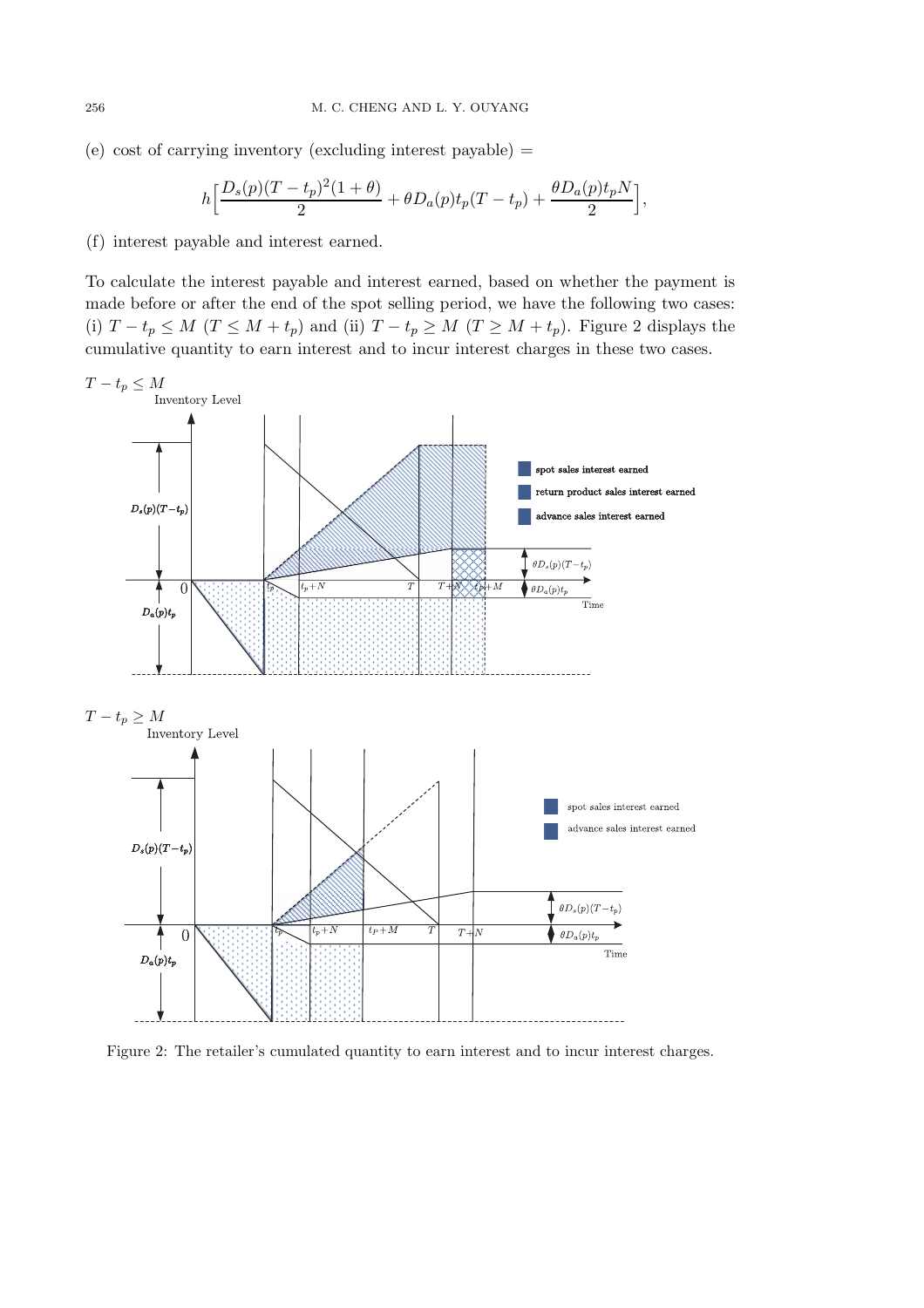(e) cost of carrying inventory (excluding interest payable) =

$$h\Big[\frac{D_s(p)(T-t_p)^2(1+\theta)}{2}+\theta D_a(p)t_p(T-t_p)+\frac{\theta D_a(p)t_pN}{2}\Big],$$

(f) interest payable and interest earned.

To calculate the interest payable and interest earned, based on whether the payment is made before or after the end of the spot selling period, we have the following two cases: (i) $T-t_p \le M$ ($T \le M+t_p$) and (ii) $T-t_p \ge M$ ($T \ge M+t_p$). Figure 2 displays the cumulative quantity to earn interest and to incur interest charges in these two cases.

Figure 2: The retailer's cumulated quantity to earn interest and to incur interest charges.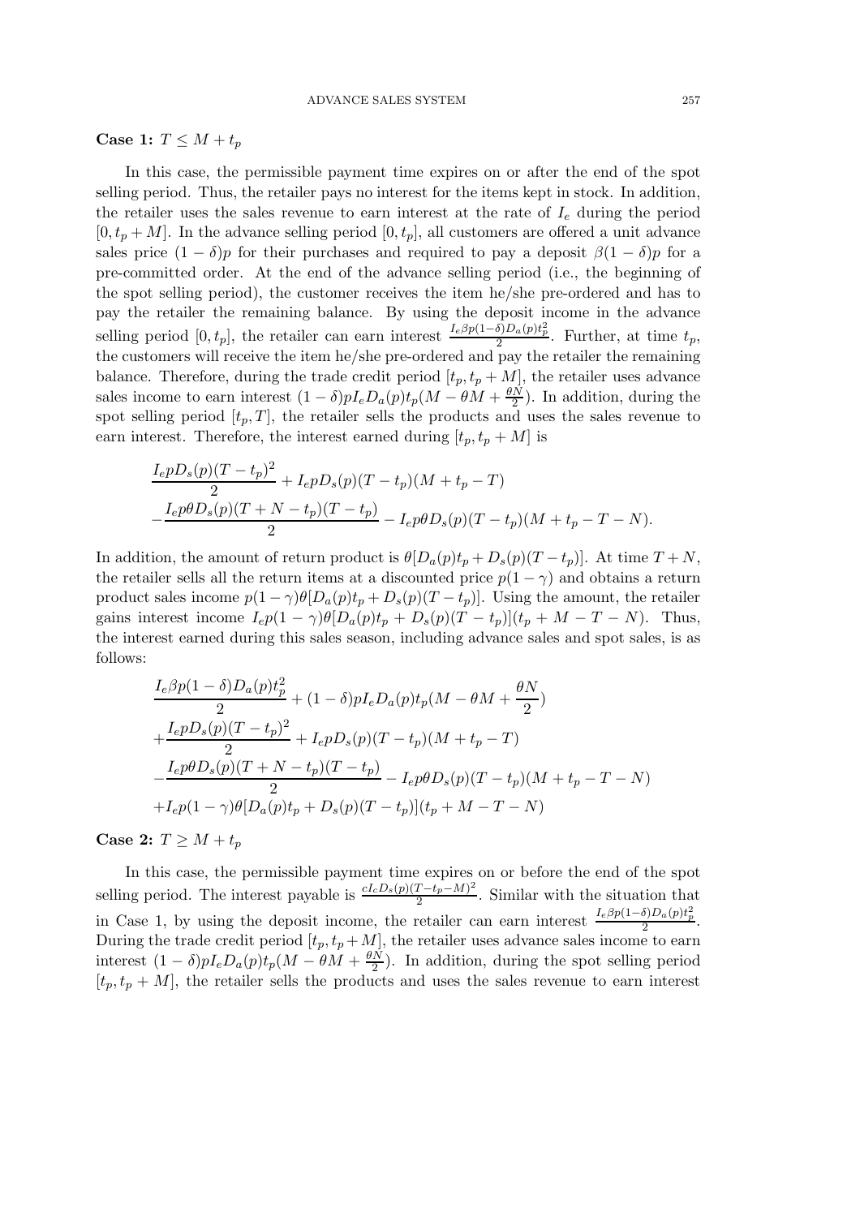**Case 1:** $T \le M + t_p$

In this case, the permissible payment time expires on or after the end of the spot selling period. Thus, the retailer pays no interest for the items kept in stock. In addition, the retailer uses the sales revenue to earn interest at the rate of $I_e$ during the period $[0, t_p + M]$. In the advance selling period $[0, t_p]$, all customers are offered a unit advance sales price $(1-\delta)p$ for their purchases and required to pay a deposit $\beta(1-\delta)p$ for a pre-committed order. At the end of the advance selling period (i.e., the beginning of the spot selling period), the customer receives the item he/she pre-ordered and has to pay the retailer the remaining balance. By using the deposit income in the advance selling period $[0, t_p]$, the retailer can earn interest $\frac{I_e\beta p(1-\delta)D_a(p)t_p^2}{2}$. Further, at time $t_p$, the customers will receive the item he/she pre-ordered and pay the retailer the remaining balance. Therefore, during the trade credit period $[t_p, t_p + M]$, the retailer uses advance sales income to earn interest $(1-\delta)pI_eD_a(p)t_p(M - \theta M + \frac{\theta N}{2})$. In addition, during the spot selling period $[t_p, T]$, the retailer sells the products and uses the sales revenue to earn interest. Therefore, the interest earned during $[t_p, t_p + M]$ is

$$
\begin{aligned}
&\frac{I_e p D_s(p)(T-t_p)^2}{2} + I_e p D_s(p)(T-t_p)(M+t_p-T) \\
&-\frac{I_e p\theta D_s(p)(T+N-t_p)(T-t_p)}{2} - I_e p\theta D_s(p)(T-t_p)(M+t_p-T-N).
\end{aligned}
$$

In addition, the amount of return product is $\theta[D_a(p)t_p + D_s(p)(T-t_p)]$. At time $T+N$, the retailer sells all the return items at a discounted price $p(1-\gamma)$ and obtains a return product sales income $p(1-\gamma)\theta[D_a(p)t_p + D_s(p)(T-t_p)]$. Using the amount, the retailer gains interest income $I_e p(1-\gamma)\theta[D_a(p)t_p + D_s(p)(T-t_p)](t_p + M - T - N)$. Thus, the interest earned during this sales season, including advance sales and spot sales, is as follows:

$$
\begin{aligned}
&\frac{I_e\beta p(1-\delta)D_a(p)t_p^2}{2} + (1-\delta)pI_eD_a(p)t_p(M-\theta M+\frac{\theta N}{2}) \\
&+\frac{I_e p D_s(p)(T-t_p)^2}{2} + I_e p D_s(p)(T-t_p)(M+t_p-T) \\
&-\frac{I_e p\theta D_s(p)(T+N-t_p)(T-t_p)}{2} - I_e p\theta D_s(p)(T-t_p)(M+t_p-T-N) \\
&+I_e p(1-\gamma)\theta[D_a(p)t_p + D_s(p)(T-t_p)](t_p+M-T-N)
\end{aligned}
$$

**Case 2:** $T \ge M + t_p$

In this case, the permissible payment time expires on or before the end of the spot selling period. The interest payable is $\frac{cI_cD_s(p)(T-t_p-M)^2}{2}$. Similar with the situation that in Case 1, by using the deposit income, the retailer can earn interest $\frac{I_e\beta p(1-\delta)D_a(p)t_p^2}{2}$. During the trade credit period $[t_p, t_p+M]$, the retailer uses advance sales income to earn interest $(1-\delta)pI_eD_a(p)t_p(M-\theta M+\frac{\theta N}{2})$. In addition, during the spot selling period $[t_p, t_p+M]$, the retailer sells the products and uses the sales revenue to earn interest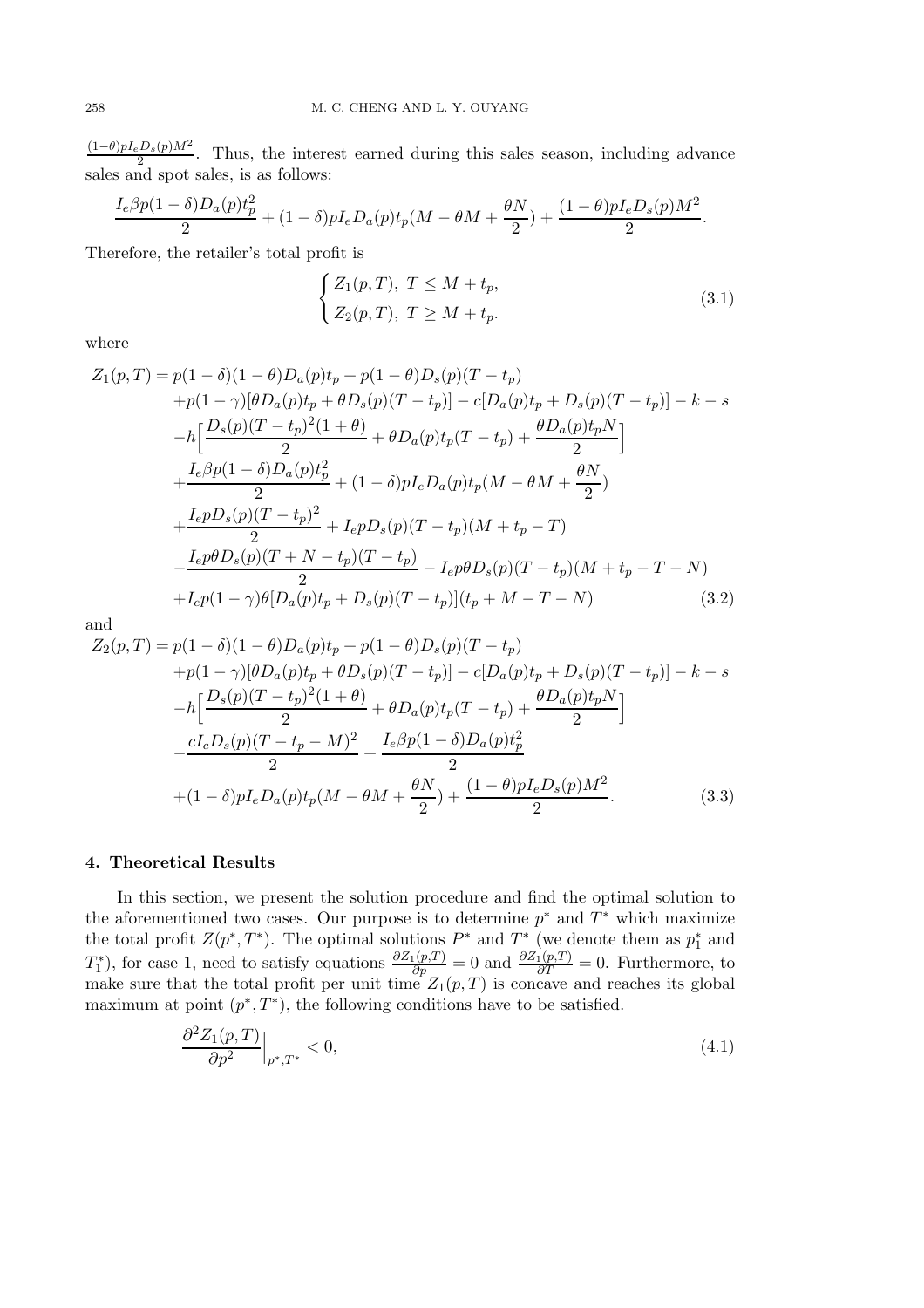$\frac{(1-\theta)pI_eD_s(p)M^2}{2}$. Thus, the interest earned during this sales season, including advance sales and spot sales, is as follows:

$$\frac{I_e\beta p(1-\delta)D_a(p)t_p^2}{2}+(1-\delta)pI_eD_a(p)t_p(M-\theta M+\frac{\theta N}{2})+\frac{(1-\theta)pI_eD_s(p)M^2}{2}.$$

Therefore, the retailer's total profit is

$$\begin{cases} Z_1(p,T),\ T\le M+t_p, \\ Z_2(p,T),\ T\ge M+t_p. \end{cases} \tag{3.1}$$

where

$$\begin{aligned} Z_1(p,T) = {} & p(1-\delta)(1-\theta)D_a(p)t_p+p(1-\theta)D_s(p)(T-t_p) \\ & +p(1-\gamma)[\theta D_a(p)t_p+\theta D_s(p)(T-t_p)]-c[D_a(p)t_p+D_s(p)(T-t_p)]-k-s \\ & -h\Big[\frac{D_s(p)(T-t_p)^2(1+\theta)}{2}+\theta D_a(p)t_p(T-t_p)+\frac{\theta D_a(p)t_pN}{2}\Big] \\ & +\frac{I_e\beta p(1-\delta)D_a(p)t_p^2}{2}+(1-\delta)pI_eD_a(p)t_p(M-\theta M+\frac{\theta N}{2}) \\ & +\frac{I_epD_s(p)(T-t_p)^2}{2}+I_epD_s(p)(T-t_p)(M+t_p-T) \\ & -\frac{I_ep\theta D_s(p)(T+N-t_p)(T-t_p)}{2}-I_ep\theta D_s(p)(T-t_p)(M+t_p-T-N) \\ & +I_ep(1-\gamma)\theta[D_a(p)t_p+D_s(p)(T-t_p)](t_p+M-T-N) \end{aligned} \tag{3.2}$$

and

$$\begin{aligned} Z_2(p,T) = {} & p(1-\delta)(1-\theta)D_a(p)t_p+p(1-\theta)D_s(p)(T-t_p) \\ & +p(1-\gamma)[\theta D_a(p)t_p+\theta D_s(p)(T-t_p)]-c[D_a(p)t_p+D_s(p)(T-t_p)]-k-s \\ & -h\Big[\frac{D_s(p)(T-t_p)^2(1+\theta)}{2}+\theta D_a(p)t_p(T-t_p)+\frac{\theta D_a(p)t_pN}{2}\Big] \\ & -\frac{cI_cD_s(p)(T-t_p-M)^2}{2}+\frac{I_e\beta p(1-\delta)D_a(p)t_p^2}{2} \\ & +(1-\delta)pI_eD_a(p)t_p(M-\theta M+\frac{\theta N}{2})+\frac{(1-\theta)pI_eD_s(p)M^2}{2}. \end{aligned} \tag{3.3}$$

## 4. Theoretical Results

In this section, we present the solution procedure and find the optimal solution to the aforementioned two cases. Our purpose is to determine $p^*$ and $T^*$ which maximize the total profit $Z(p^*,T^*)$. The optimal solutions $P^*$ and $T^*$ (we denote them as $p_1^*$ and $T_1^*$), for case 1, need to satisfy equations $\frac{\partial Z_1(p,T)}{\partial p}=0$ and $\frac{\partial Z_1(p,T)}{\partial T}=0$. Furthermore, to make sure that the total profit per unit time $Z_1(p,T)$ is concave and reaches its global maximum at point $(p^*,T^*)$, the following conditions have to be satisfied.

$$\frac{\partial^2 Z_1(p,T)}{\partial p^2}\Big|_{p^*,T^*}<0, \tag{4.1}$$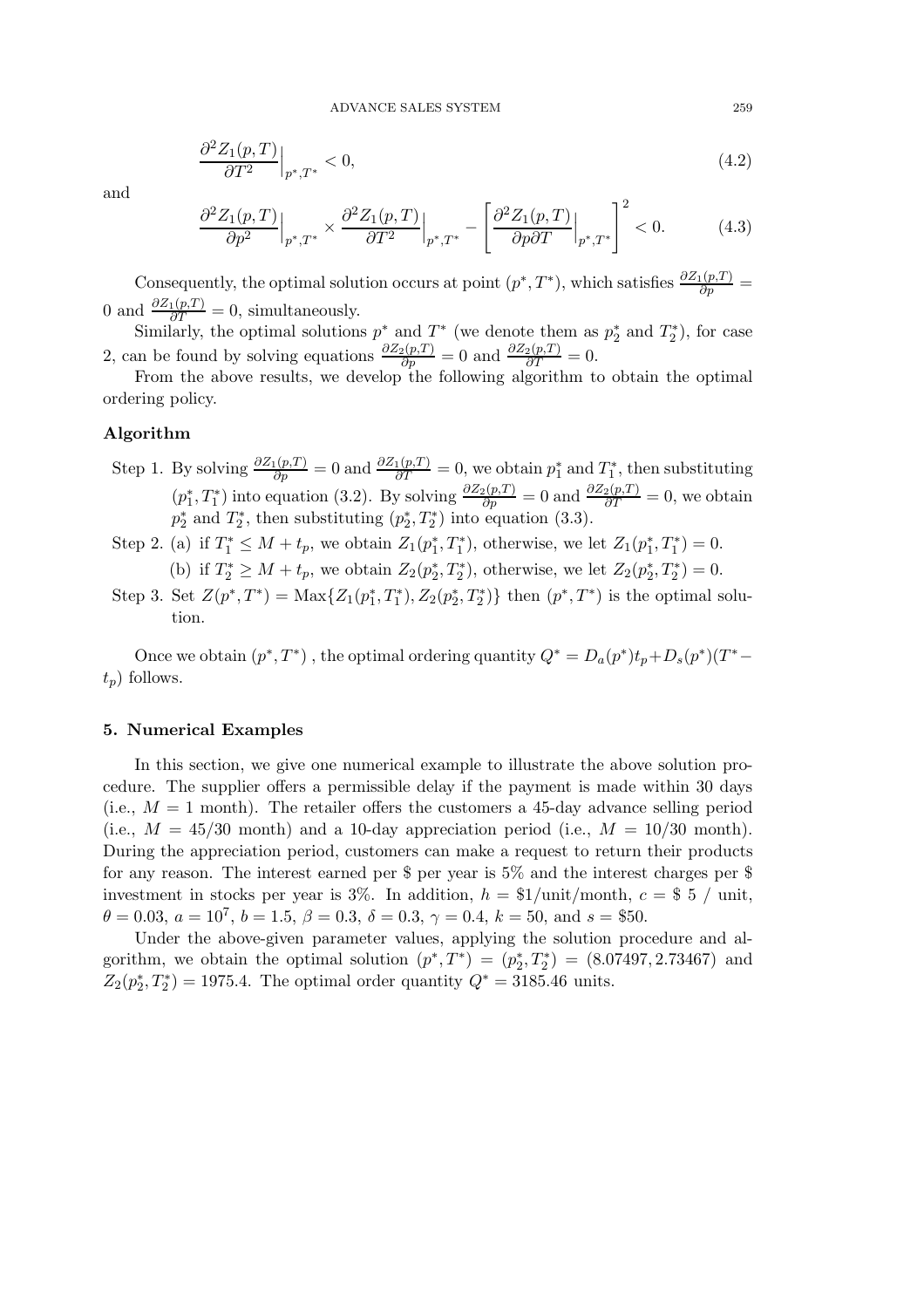$$\frac{\partial^2 Z_1(p,T)}{\partial T^2}\Big|_{p^*,T^*} < 0, \tag{4.2}$$

and

$$\frac{\partial^2 Z_1(p,T)}{\partial p^2}\Big|_{p^*,T^*} \times \frac{\partial^2 Z_1(p,T)}{\partial T^2}\Big|_{p^*,T^*} - \left[\frac{\partial^2 Z_1(p,T)}{\partial p \partial T}\Big|_{p^*,T^*}\right]^2 < 0. \tag{4.3}$$

Consequently, the optimal solution occurs at point $(p^*, T^*)$, which satisfies $\frac{\partial Z_1(p,T)}{\partial p} = 0$ and $\frac{\partial Z_1(p,T)}{\partial T} = 0$, simultaneously.

Similarly, the optimal solutions $p^*$ and $T^*$ (we denote them as $p_2^*$ and $T_2^*$), for case 2, can be found by solving equations $\frac{\partial Z_2(p,T)}{\partial p} = 0$ and $\frac{\partial Z_2(p,T)}{\partial T} = 0$.

From the above results, we develop the following algorithm to obtain the optimal ordering policy.

### Algorithm

Step 1. By solving $\frac{\partial Z_1(p,T)}{\partial p} = 0$ and $\frac{\partial Z_1(p,T)}{\partial T} = 0$, we obtain $p_1^*$ and $T_1^*$, then substituting $(p_1^*, T_1^*)$ into equation (3.2). By solving $\frac{\partial Z_2(p,T)}{\partial p} = 0$ and $\frac{\partial Z_2(p,T)}{\partial T} = 0$, we obtain $p_2^*$ and $T_2^*$, then substituting $(p_2^*, T_2^*)$ into equation (3.3).

Step 2. (a) if $T_1^* \leq M + t_p$, we obtain $Z_1(p_1^*, T_1^*)$, otherwise, we let $Z_1(p_1^*, T_1^*) = 0$.

(b) if $T_2^* \geq M + t_p$, we obtain $Z_2(p_2^*, T_2^*)$, otherwise, we let $Z_2(p_2^*, T_2^*) = 0$.

Step 3. Set $Z(p^*, T^*) = \text{Max}\{Z_1(p_1^*, T_1^*), Z_2(p_2^*, T_2^*)\}$ then $(p^*, T^*)$ is the optimal solution.

Once we obtain $(p^*, T^*)$ , the optimal ordering quantity $Q^* = D_a(p^*)t_p + D_s(p^*)(T^* - t_p)$ follows.

## 5. Numerical Examples

In this section, we give one numerical example to illustrate the above solution procedure. The supplier offers a permissible delay if the payment is made within 30 days (i.e., $M = 1$ month). The retailer offers the customers a 45-day advance selling period (i.e., $M = 45/30$ month) and a 10-day appreciation period (i.e., $M = 10/30$ month). During the appreciation period, customers can make a request to return their products for any reason. The interest earned per \$ per year is 5% and the interest charges per \$ investment in stocks per year is 3%. In addition, $h = \$1$/unit/month, $c = \$\ 5$ / unit, $\theta = 0.03$, $a = 10^7$, $b = 1.5$, $\beta = 0.3$, $\delta = 0.3$, $\gamma = 0.4$, $k = 50$, and $s = \$50$.

Under the above-given parameter values, applying the solution procedure and algorithm, we obtain the optimal solution $(p^*, T^*) = (p_2^*, T_2^*) = (8.07497, 2.73467)$ and $Z_2(p_2^*, T_2^*) = 1975.4$. The optimal order quantity $Q^* = 3185.46$ units.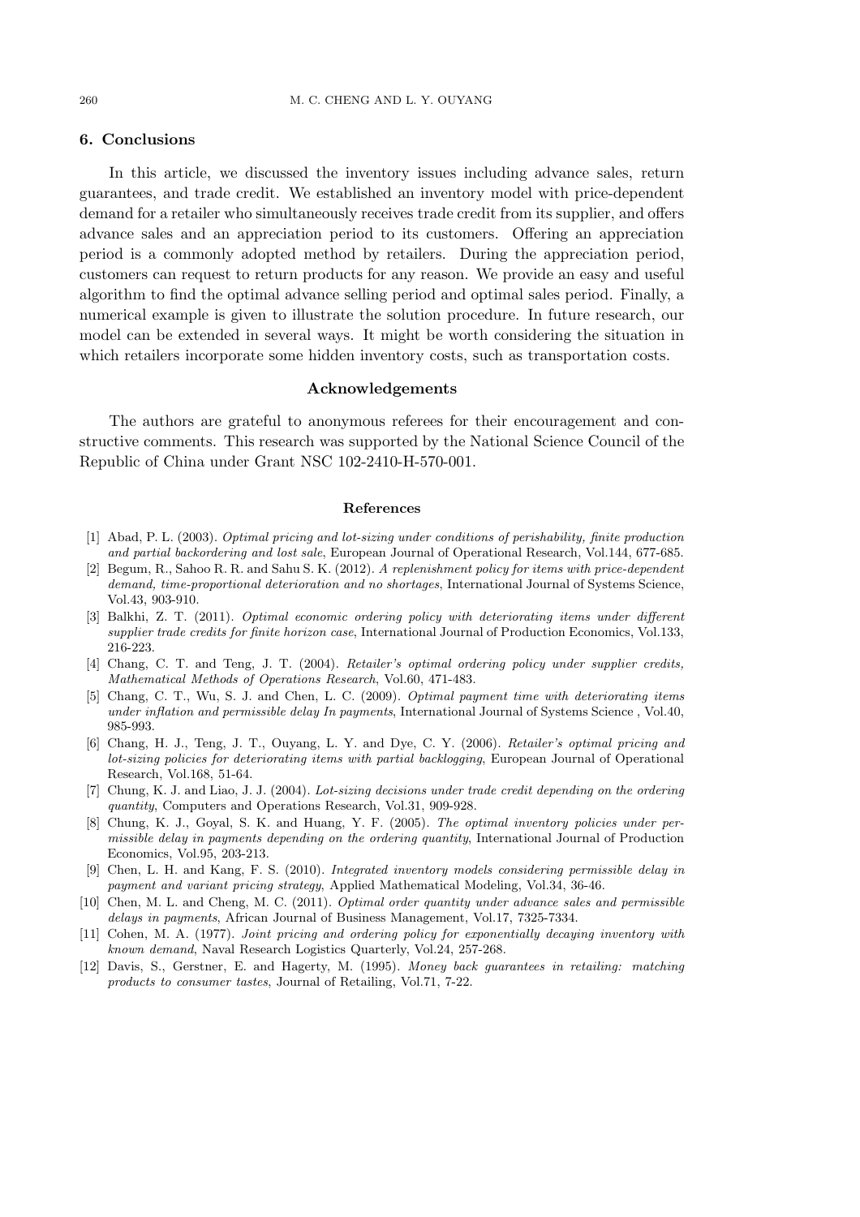## 6. Conclusions

In this article, we discussed the inventory issues including advance sales, return guarantees, and trade credit. We established an inventory model with price-dependent demand for a retailer who simultaneously receives trade credit from its supplier, and offers advance sales and an appreciation period to its customers. Offering an appreciation period is a commonly adopted method by retailers. During the appreciation period, customers can request to return products for any reason. We provide an easy and useful algorithm to find the optimal advance selling period and optimal sales period. Finally, a numerical example is given to illustrate the solution procedure. In future research, our model can be extended in several ways. It might be worth considering the situation in which retailers incorporate some hidden inventory costs, such as transportation costs.

## Acknowledgements

The authors are grateful to anonymous referees for their encouragement and constructive comments. This research was supported by the National Science Council of the Republic of China under Grant NSC 102-2410-H-570-001.

## References

[1] Abad, P. L. (2003). *Optimal pricing and lot-sizing under conditions of perishability, finite production and partial backordering and lost sale*, European Journal of Operational Research, Vol.144, 677-685.

[2] Begum, R., Sahoo R. R. and Sahu S. K. (2012). *A replenishment policy for items with price-dependent demand, time-proportional deterioration and no shortages*, International Journal of Systems Science, Vol.43, 903-910.

[3] Balkhi, Z. T. (2011). *Optimal economic ordering policy with deteriorating items under different supplier trade credits for finite horizon case*, International Journal of Production Economics, Vol.133, 216-223.

[4] Chang, C. T. and Teng, J. T. (2004). *Retailer's optimal ordering policy under supplier credits, Mathematical Methods of Operations Research*, Vol.60, 471-483.

[5] Chang, C. T., Wu, S. J. and Chen, L. C. (2009). *Optimal payment time with deteriorating items under inflation and permissible delay In payments*, International Journal of Systems Science , Vol.40, 985-993.

[6] Chang, H. J., Teng, J. T., Ouyang, L. Y. and Dye, C. Y. (2006). *Retailer's optimal pricing and lot-sizing policies for deteriorating items with partial backlogging*, European Journal of Operational Research, Vol.168, 51-64.

[7] Chung, K. J. and Liao, J. J. (2004). *Lot-sizing decisions under trade credit depending on the ordering quantity*, Computers and Operations Research, Vol.31, 909-928.

[8] Chung, K. J., Goyal, S. K. and Huang, Y. F. (2005). *The optimal inventory policies under permissible delay in payments depending on the ordering quantity*, International Journal of Production Economics, Vol.95, 203-213.

[9] Chen, L. H. and Kang, F. S. (2010). *Integrated inventory models considering permissible delay in payment and variant pricing strategy*, Applied Mathematical Modeling, Vol.34, 36-46.

[10] Chen, M. L. and Cheng, M. C. (2011). *Optimal order quantity under advance sales and permissible delays in payments*, African Journal of Business Management, Vol.17, 7325-7334.

[11] Cohen, M. A. (1977). *Joint pricing and ordering policy for exponentially decaying inventory with known demand*, Naval Research Logistics Quarterly, Vol.24, 257-268.

[12] Davis, S., Gerstner, E. and Hagerty, M. (1995). *Money back guarantees in retailing: matching products to consumer tastes*, Journal of Retailing, Vol.71, 7-22.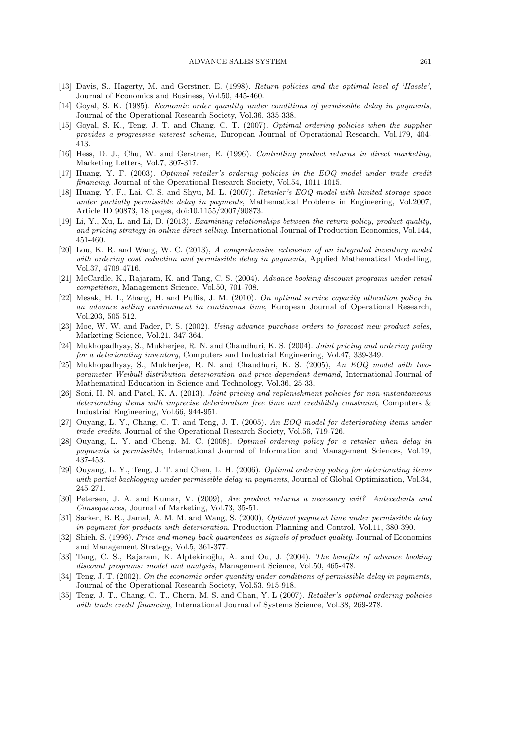[13] Davis, S., Hagerty, M. and Gerstner, E. (1998). *Return policies and the optimal level of 'Hassle'*, Journal of Economics and Business, Vol.50, 445-460.

[14] Goyal, S. K. (1985). *Economic order quantity under conditions of permissible delay in payments*, Journal of the Operational Research Society, Vol.36, 335-338.

[15] Goyal, S. K., Teng, J. T. and Chang, C. T. (2007). *Optimal ordering policies when the supplier provides a progressive interest scheme*, European Journal of Operational Research, Vol.179, 404-413.

[16] Hess, D. J., Chu, W. and Gerstner, E. (1996). *Controlling product returns in direct marketing*, Marketing Letters, Vol.7, 307-317.

[17] Huang, Y. F. (2003). *Optimal retailer's ordering policies in the EOQ model under trade credit financing*, Journal of the Operational Research Society, Vol.54, 1011-1015.

[18] Huang, Y. F., Lai, C. S. and Shyu, M. L. (2007). *Retailer's EOQ model with limited storage space under partially permissible delay in payments*, Mathematical Problems in Engineering, Vol.2007, Article ID 90873, 18 pages, doi:10.1155/2007/90873.

[19] Li, Y., Xu, L. and Li, D. (2013). *Examining relationships between the return policy, product quality, and pricing strategy in online direct selling*, International Journal of Production Economics, Vol.144, 451-460.

[20] Lou, K. R. and Wang, W. C. (2013), *A comprehensive extension of an integrated inventory model with ordering cost reduction and permissible delay in payments*, Applied Mathematical Modelling, Vol.37, 4709-4716.

[21] McCardle, K., Rajaram, K. and Tang, C. S. (2004). *Advance booking discount programs under retail competition*, Management Science, Vol.50, 701-708.

[22] Mesak, H. I., Zhang, H. and Pullis, J. M. (2010). *On optimal service capacity allocation policy in an advance selling environment in continuous time*, European Journal of Operational Research, Vol.203, 505-512.

[23] Moe, W. W. and Fader, P. S. (2002). *Using advance purchase orders to forecast new product sales*, Marketing Science, Vol.21, 347-364.

[24] Mukhopadhyay, S., Mukherjee, R. N. and Chaudhuri, K. S. (2004). *Joint pricing and ordering policy for a deteriorating inventory*, Computers and Industrial Engineering, Vol.47, 339-349.

[25] Mukhopadhyay, S., Mukherjee, R. N. and Chaudhuri, K. S. (2005), *An EOQ model with two-parameter Weibull distribution deterioration and price-dependent demand*, International Journal of Mathematical Education in Science and Technology, Vol.36, 25-33.

[26] Soni, H. N. and Patel, K. A. (2013). *Joint pricing and replenishment policies for non-instantaneous deteriorating items with imprecise deterioration free time and credibility constraint*, Computers & Industrial Engineering, Vol.66, 944-951.

[27] Ouyang, L. Y., Chang, C. T. and Teng, J. T. (2005). *An EOQ model for deteriorating items under trade credits*, Journal of the Operational Research Society, Vol.56, 719-726.

[28] Ouyang, L. Y. and Cheng, M. C. (2008). *Optimal ordering policy for a retailer when delay in payments is permissible*, International Journal of Information and Management Sciences, Vol.19, 437-453.

[29] Ouyang, L. Y., Teng, J. T. and Chen, L. H. (2006). *Optimal ordering policy for deteriorating items with partial backlogging under permissible delay in payments*, Journal of Global Optimization, Vol.34, 245-271.

[30] Petersen, J. A. and Kumar, V. (2009), *Are product returns a necessary evil? Antecedents and Consequences*, Journal of Marketing, Vol.73, 35-51.

[31] Sarker, B. R., Jamal, A. M. M. and Wang, S. (2000), *Optimal payment time under permissible delay in payment for products with deterioration*, Production Planning and Control, Vol.11, 380-390.

[32] Shieh, S. (1996). *Price and money-back guarantees as signals of product quality*, Journal of Economics and Management Strategy, Vol.5, 361-377.

[33] Tang, C. S., Rajaram, K. Alptekinoğlu, A. and Ou, J. (2004). *The benefits of advance booking discount programs: model and analysis*, Management Science, Vol.50, 465-478.

[34] Teng, J. T. (2002). *On the economic order quantity under conditions of permissible delay in payments*, Journal of the Operational Research Society, Vol.53, 915-918.

[35] Teng, J. T., Chang, C. T., Chern, M. S. and Chan, Y. L (2007). *Retailer's optimal ordering policies with trade credit financing*, International Journal of Systems Science, Vol.38, 269-278.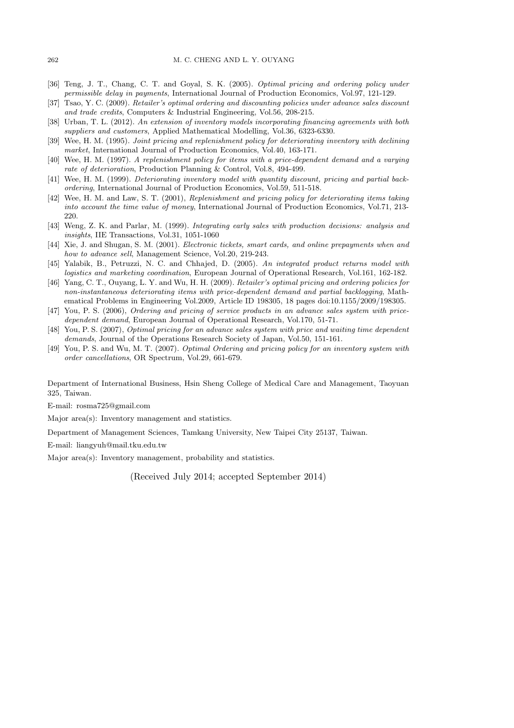[36] Teng, J. T., Chang, C. T. and Goyal, S. K. (2005). *Optimal pricing and ordering policy under permissible delay in payments*, International Journal of Production Economics, Vol.97, 121-129.

[37] Tsao, Y. C. (2009). *Retailer's optimal ordering and discounting policies under advance sales discount and trade credits*, Computers & Industrial Engineering, Vol.56, 208-215.

[38] Urban, T. L. (2012). *An extension of inventory models incorporating financing agreements with both suppliers and customers*, Applied Mathematical Modelling, Vol.36, 6323-6330.

[39] Wee, H. M. (1995). *Joint pricing and replenishment policy for deteriorating inventory with declining market*, International Journal of Production Economics, Vol.40, 163-171.

[40] Wee, H. M. (1997). *A replenishment policy for items with a price-dependent demand and a varying rate of deterioration*, Production Planning & Control, Vol.8, 494-499.

[41] Wee, H. M. (1999). *Deteriorating inventory model with quantity discount, pricing and partial backordering*, International Journal of Production Economics, Vol.59, 511-518.

[42] Wee, H. M. and Law, S. T. (2001), *Replenishment and pricing policy for deteriorating items taking into account the time value of money*, International Journal of Production Economics, Vol.71, 213-220.

[43] Weng, Z. K. and Parlar, M. (1999). *Integrating early sales with production decisions: analysis and insights*, IIE Transactions, Vol.31, 1051-1060

[44] Xie, J. and Shugan, S. M. (2001). *Electronic tickets, smart cards, and online prepayments when and how to advance sell*, Management Science, Vol.20, 219-243.

[45] Yalabik, B., Petruzzi, N. C. and Chhajed, D. (2005). *An integrated product returns model with logistics and marketing coordination*, European Journal of Operational Research, Vol.161, 162-182.

[46] Yang, C. T., Ouyang, L. Y. and Wu, H. H. (2009). *Retailer's optimal pricing and ordering policies for non-instantaneous deteriorating items with price-dependent demand and partial backlogging*, Mathematical Problems in Engineering Vol.2009, Article ID 198305, 18 pages doi:10.1155/2009/198305.

[47] You, P. S. (2006), *Ordering and pricing of service products in an advance sales system with price-dependent demand*, European Journal of Operational Research, Vol.170, 51-71.

[48] You, P. S. (2007), *Optimal pricing for an advance sales system with price and waiting time dependent demands*, Journal of the Operations Research Society of Japan, Vol.50, 151-161.

[49] You, P. S. and Wu, M. T. (2007). *Optimal Ordering and pricing policy for an inventory system with order cancellations*, OR Spectrum, Vol.29, 661-679.

Department of International Business, Hsin Sheng College of Medical Care and Management, Taoyuan 325, Taiwan.

E-mail: rosma725@gmail.com

Major area(s): Inventory management and statistics.

Department of Management Sciences, Tamkang University, New Taipei City 25137, Taiwan.

E-mail: liangyuh@mail.tku.edu.tw

Major area(s): Inventory management, probability and statistics.

(Received July 2014; accepted September 2014)